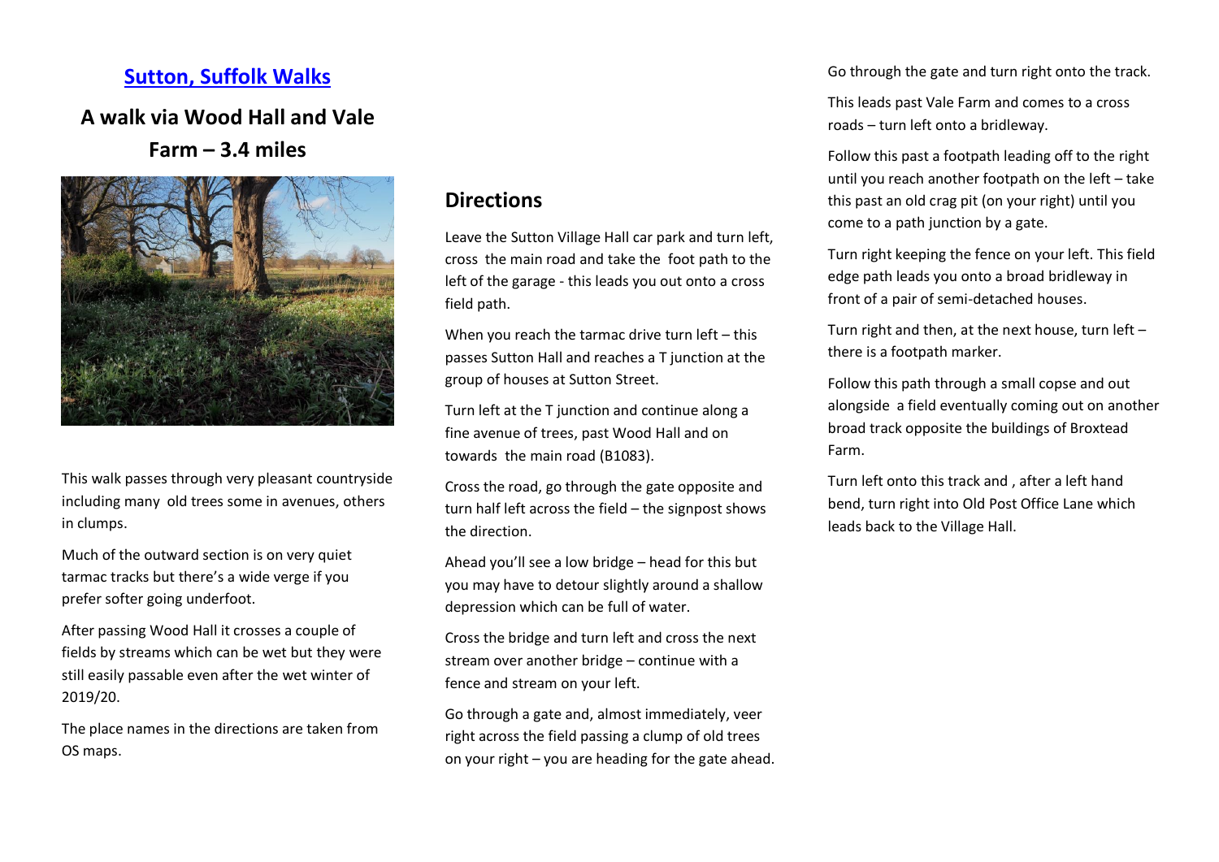## [Sutton, Suffolk Walks]

# A walk via Wood Hall and Vale Farm – 3.4 miles

This walk passes through very pleasant countryside including many old trees some in avenues, others in clumps.

Much of the outward section is on very quiet tarmac tracks but there's a wide verge if you prefer softer going underfoot.

After passing Wood Hall it crosses a couple of fields by streams which can be wet but they were still easily passable even after the wet winter of 2019/20.

The place names in the directions are taken from OS maps.

## Directions

Leave the Sutton Village Hall car park and turn left, cross the main road and take the foot path to the left of the garage - this leads you out onto a cross field path.

When you reach the tarmac drive turn left – this passes Sutton Hall and reaches a T junction at the group of houses at Sutton Street.

Turn left at the T junction and continue along a fine avenue of trees, past Wood Hall and on towards the main road (B1083).

Cross the road, go through the gate opposite and turn half left across the field – the signpost shows the direction.

Ahead you'll see a low bridge – head for this but you may have to detour slightly around a shallow depression which can be full of water.

Cross the bridge and turn left and cross the next stream over another bridge – continue with a fence and stream on your left.

Go through a gate and, almost immediately, veer right across the field passing a clump of old trees on your right – you are heading for the gate ahead.

Go through the gate and turn right onto the track.

This leads past Vale Farm and comes to a cross roads – turn left onto a bridleway.

Follow this past a footpath leading off to the right until you reach another footpath on the left – take this past an old crag pit (on your right) until you come to a path junction by a gate.

Turn right keeping the fence on your left. This field edge path leads you onto a broad bridleway in front of a pair of semi-detached houses.

Turn right and then, at the next house, turn left – there is a footpath marker.

Follow this path through a small copse and out alongside a field eventually coming out on another broad track opposite the buildings of Broxtead Farm.

Turn left onto this track and , after a left hand bend, turn right into Old Post Office Lane which leads back to the Village Hall.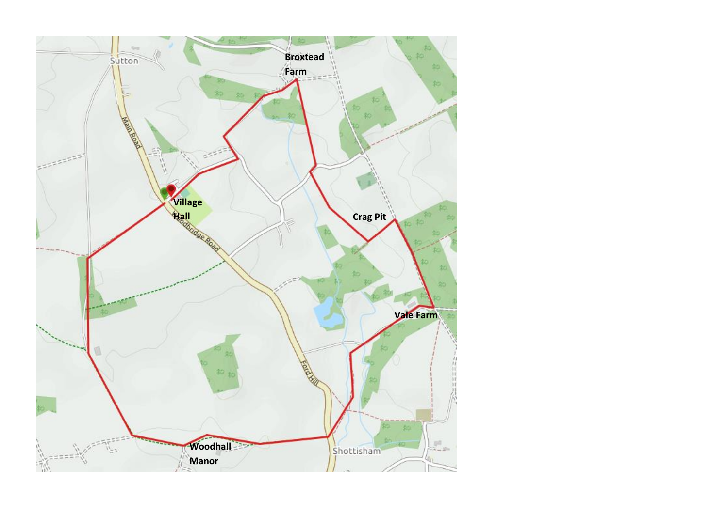Sutton

Broxtead Farm

Main Road

Village Hall

Woodbridge Road

Crag Pit

Vale Farm

Ford Hill

Woodhall Manor

Shottisham